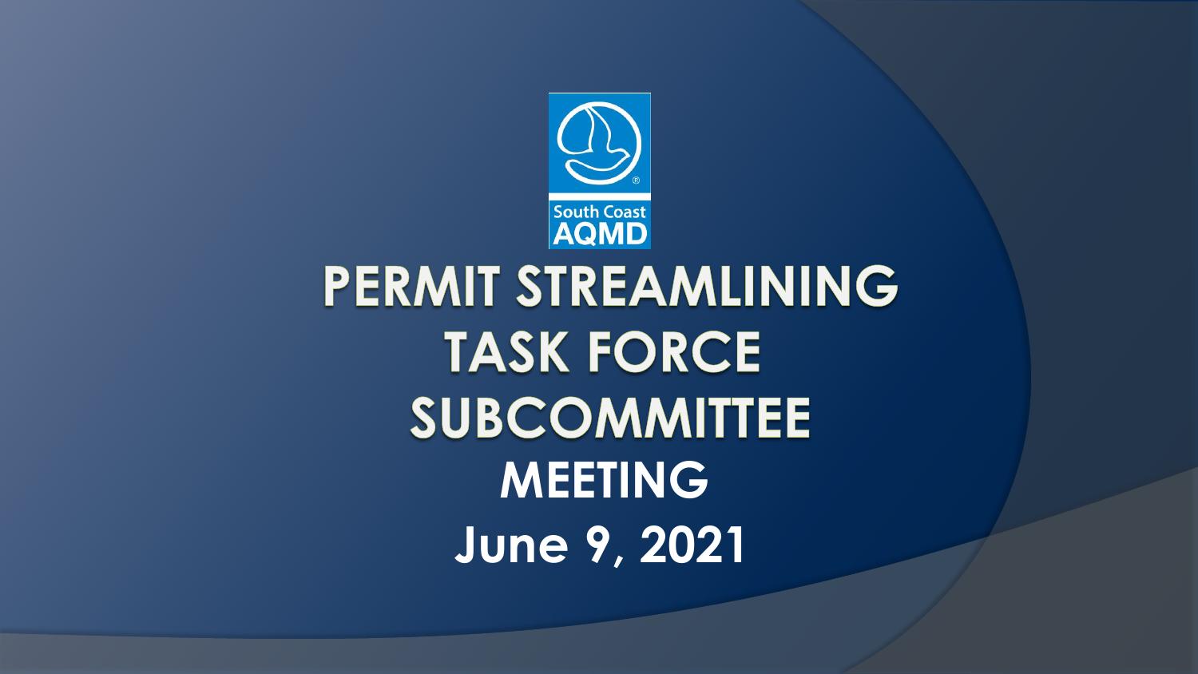South Coast AQMD

# PERMIT STREAMLINING TASK FORCE SUBCOMMITTEE

## MEETING

## June 9, 2021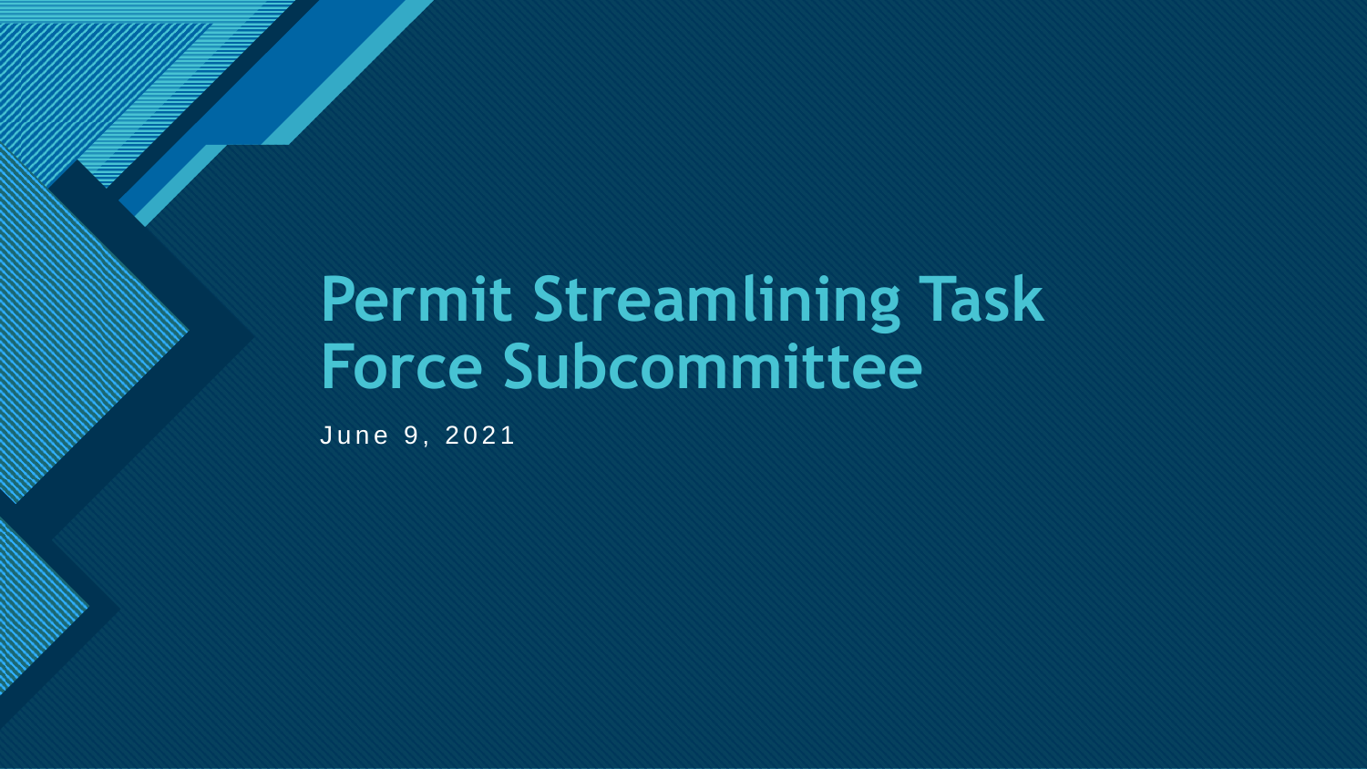# Permit Streamlining Task Force Subcommittee

June 9, 2021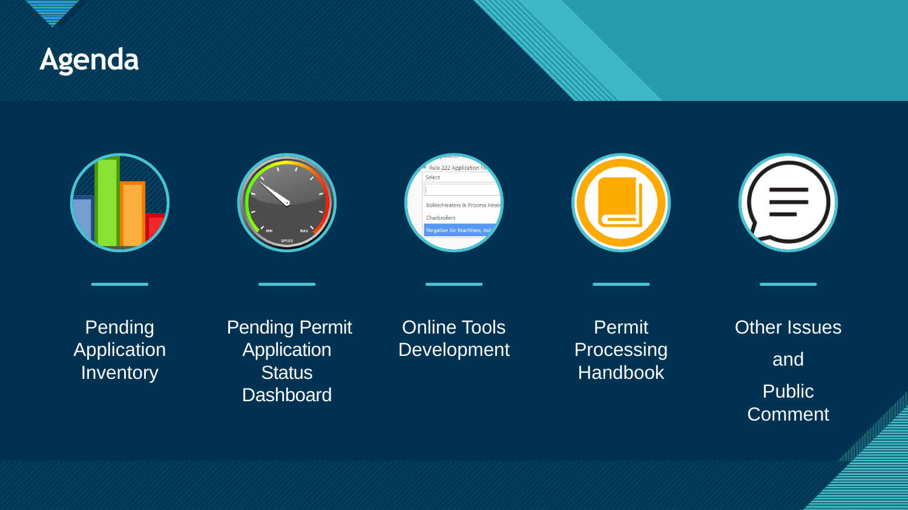# Agenda

- Pending Application Inventory
- Pending Permit Application Status Dashboard
- Online Tools Development
- Permit Processing Handbook
- Other Issues and Public Comment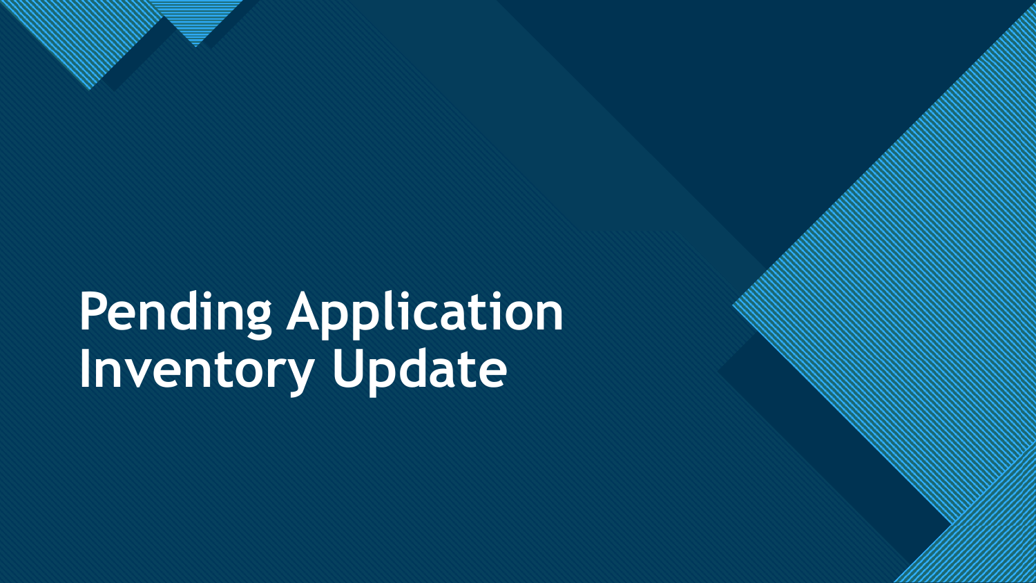# Pending Application Inventory Update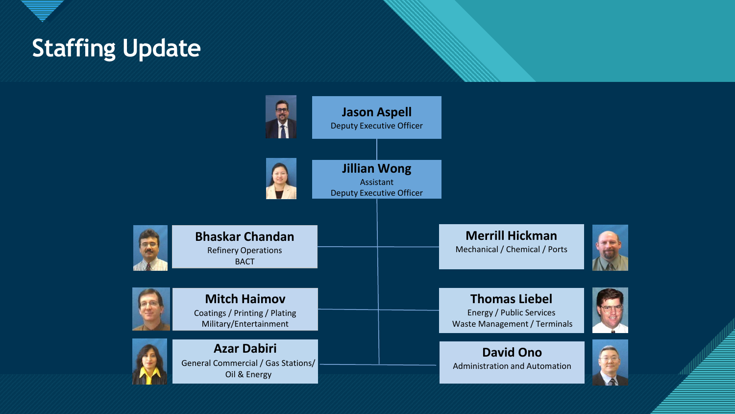# Staffing Update

**Jason Aspell**
Deputy Executive Officer

**Jillian Wong**
Assistant
Deputy Executive Officer

**Bhaskar Chandan**
Refinery Operations
BACT

**Merrill Hickman**
Mechanical / Chemical / Ports

**Mitch Haimov**
Coatings / Printing / Plating
Military/Entertainment

**Thomas Liebel**
Energy / Public Services
Waste Management / Terminals

**Azar Dabiri**
General Commercial / Gas Stations/
Oil & Energy

**David Ono**
Administration and Automation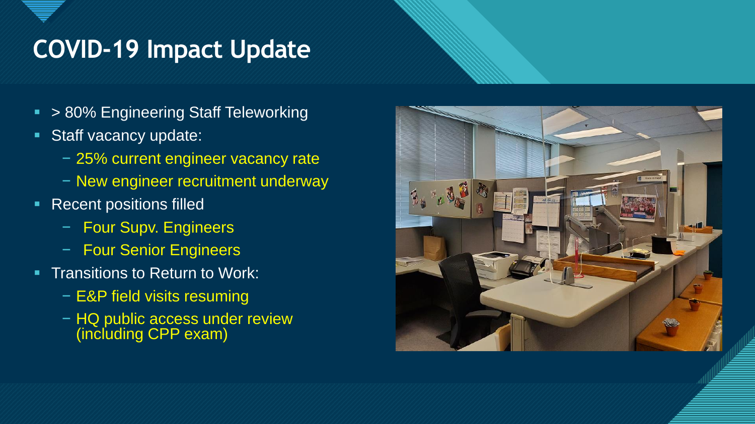# COVID-19 Impact Update

- > 80% Engineering Staff Teleworking
- Staff vacancy update:
  - 25% current engineer vacancy rate
  - New engineer recruitment underway
- Recent positions filled
  - Four Supv. Engineers
  - Four Senior Engineers
- Transitions to Return to Work:
  - E&P field visits resuming
  - HQ public access under review (including CPP exam)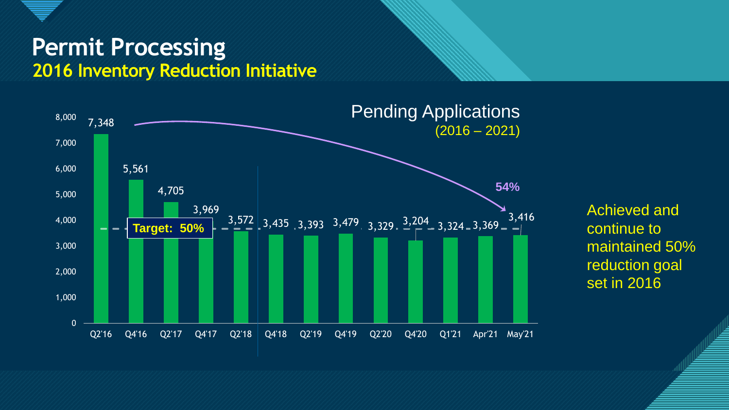# Permit Processing

## 2016 Inventory Reduction Initiative

**Pending Applications (2016 – 2021)**

| Period | Pending Applications |
| --- | --- |
| Q2'16 | 7,348 |
| Q4'16 | 5,561 |
| Q2'17 | 4,705 |
| Q4'17 | 3,969 |
| Q2'18 | 3,572 |
| Q4'18 | 3,435 |
| Q2'19 | 3,393 |
| Q4'19 | 3,479 |
| Q2'20 | 3,329 |
| Q4'20 | 3,204 |
| Q1'21 | 3,324 |
| Apr'21 | 3,369 |
| May'21 | 3,416 |

**Target: 50%**

54%

Achieved and continue to maintained 50% reduction goal set in 2016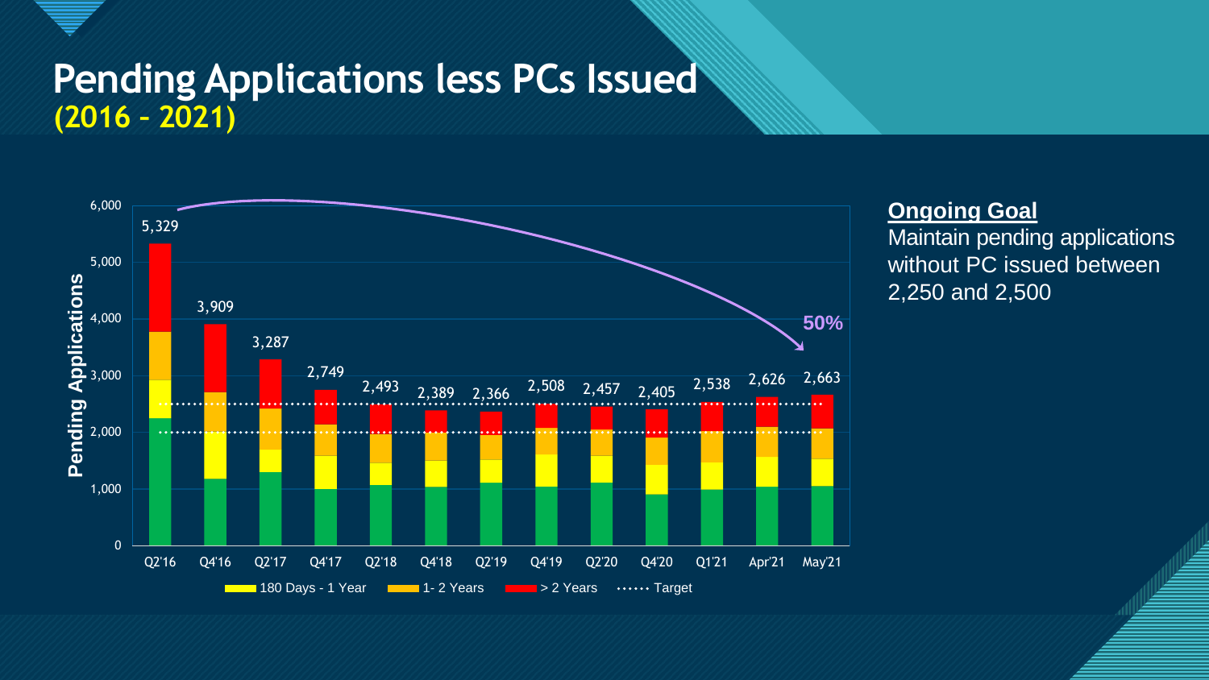# Pending Applications less PCs Issued

## (2016 – 2021)

Pending Applications

| | Q2'16 | Q4'16 | Q2'17 | Q4'17 | Q2'18 | Q4'18 | Q2'19 | Q4'19 | Q2'20 | Q4'20 | Q1'21 | Apr'21 | May'21 |
|---|---|---|---|---|---|---|---|---|---|---|---|---|---|
| Total | 5,329 | 3,909 | 3,287 | 2,749 | 2,493 | 2,389 | 2,366 | 2,508 | 2,457 | 2,405 | 2,538 | 2,626 | 2,663 |

50%

Legend: 180 Days - 1 Year; 1- 2 Years; > 2 Years; Target

**Ongoing Goal**

Maintain pending applications without PC issued between 2,250 and 2,500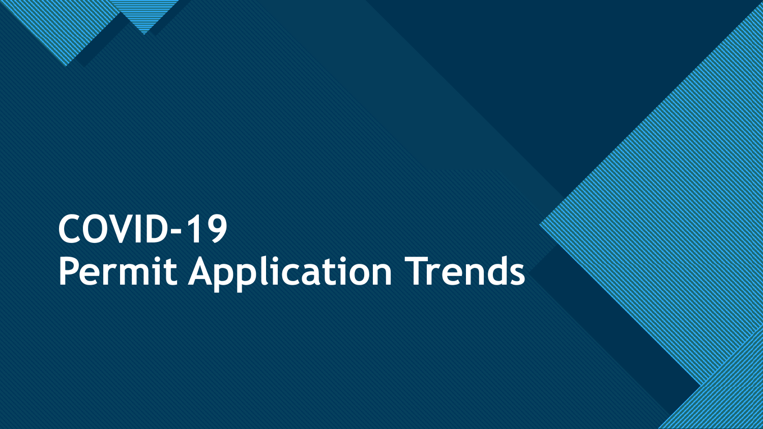# COVID-19
# Permit Application Trends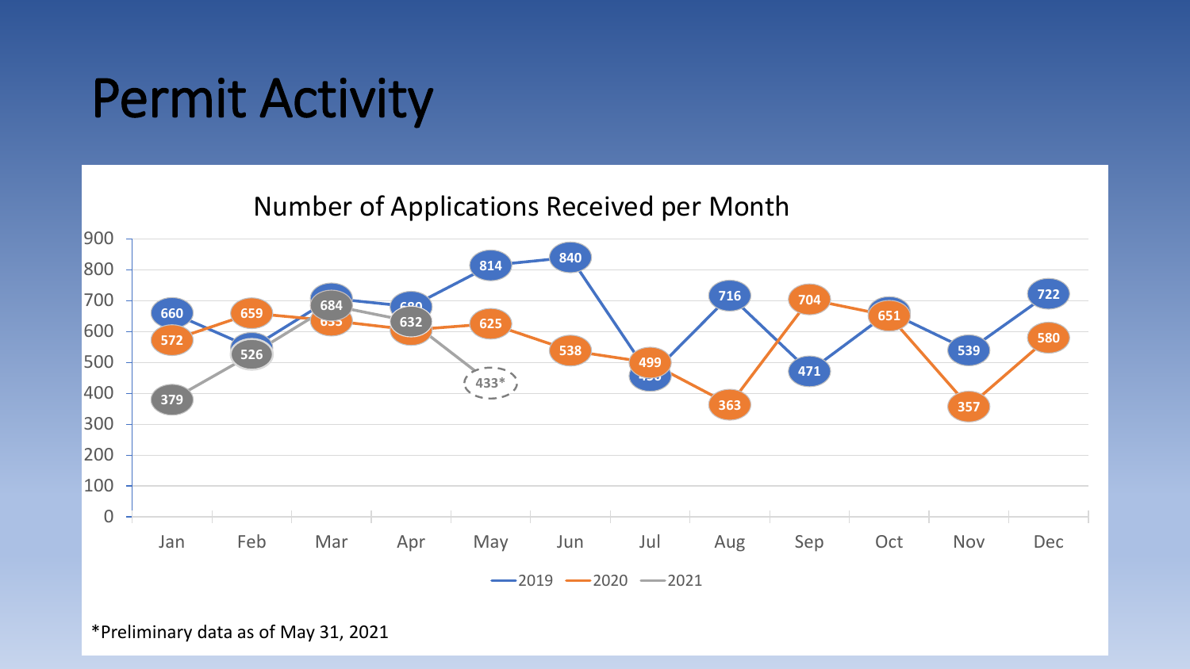# Permit Activity

## Number of Applications Received per Month

| Month | 2019 | 2020 | 2021 |
|---|---|---|---|
| Jan | 660 | 572 | 379 |
| Feb | | 659 | 526 |
| Mar | | 633 | 684 |
| Apr | 680 | | 632 |
| May | 814 | 625 | 433* |
| Jun | 840 | 538 | |
| Jul | 456 | 499 | |
| Aug | 716 | 363 | |
| Sep | 471 | 704 | |
| Oct | | 651 | |
| Nov | 539 | 357 | |
| Dec | 722 | 580 | |

*Preliminary data as of May 31, 2021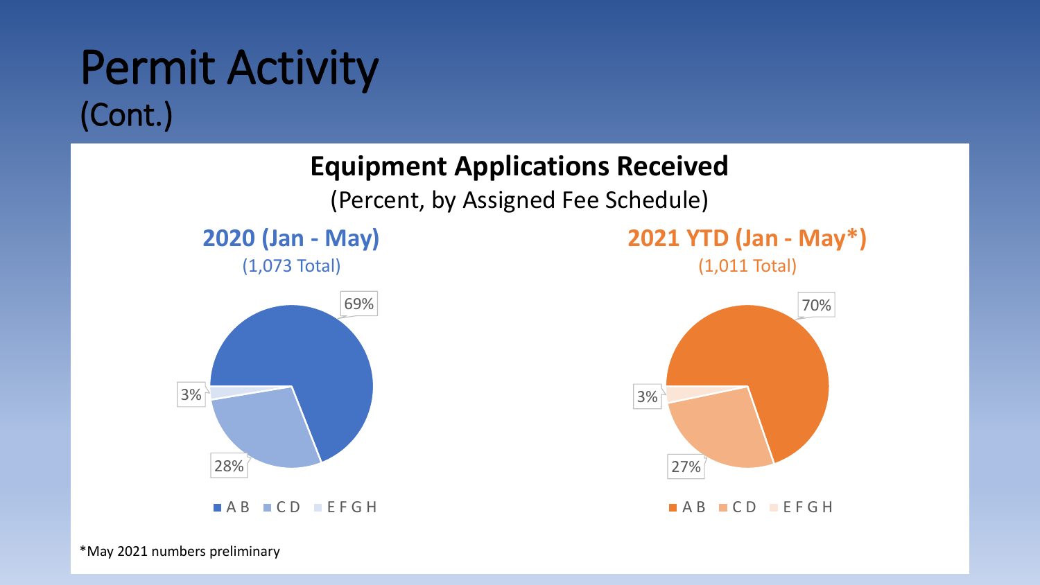# Permit Activity
(Cont.)

## Equipment Applications Received

(Percent, by Assigned Fee Schedule)

### 2020 (Jan - May)

(1,073 Total)

| Fee Schedule | Percent |
|---|---|
| A B | 69% |
| C D | 28% |
| E F G H | 3% |

### 2021 YTD (Jan - May*)

(1,011 Total)

| Fee Schedule | Percent |
|---|---|
| A B | 70% |
| C D | 27% |
| E F G H | 3% |

*May 2021 numbers preliminary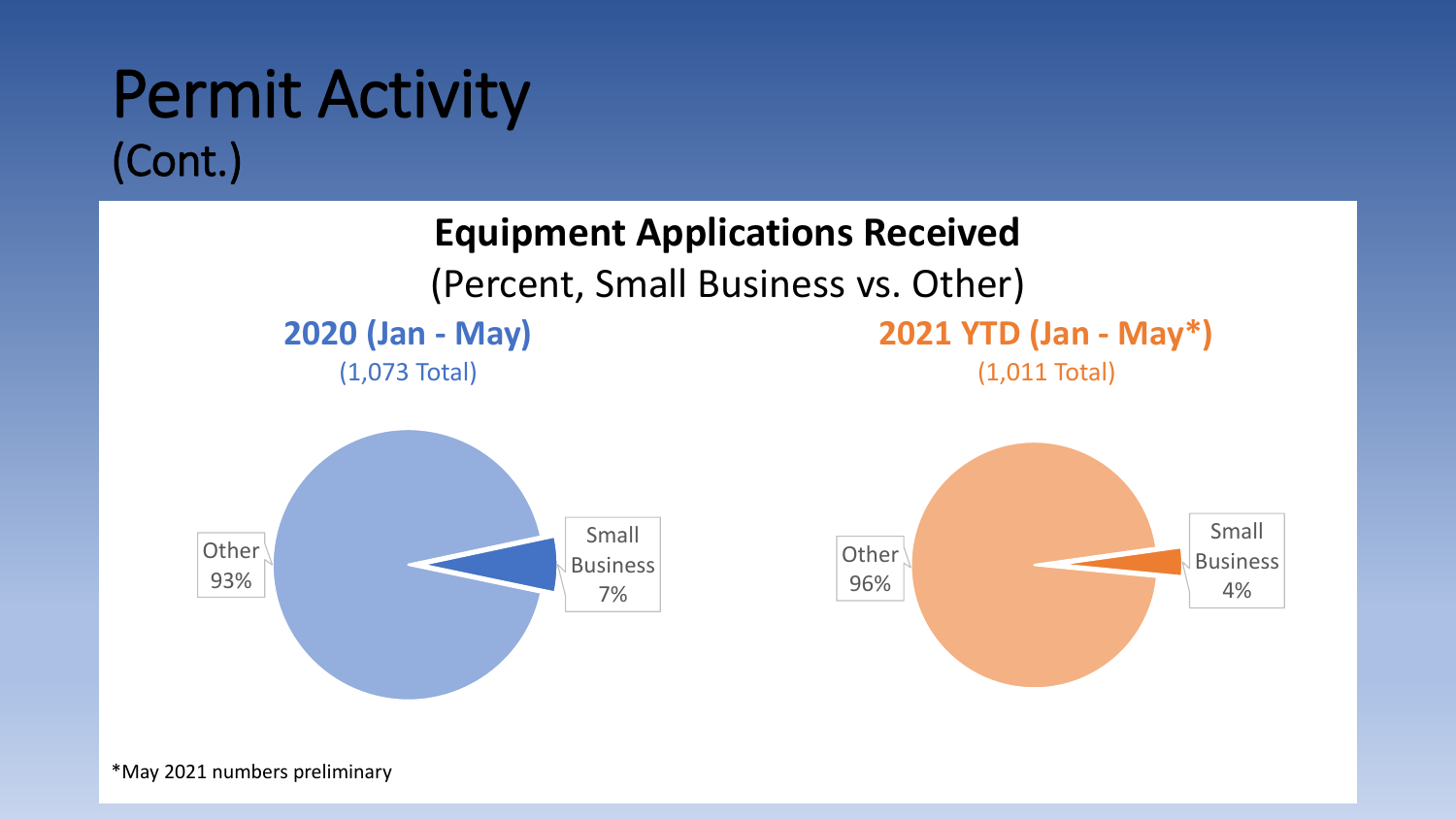# Permit Activity
(Cont.)

**Equipment Applications Received**

(Percent, Small Business vs. Other)

**2020 (Jan - May)**

(1,073 Total)

Other 93%

Small Business 7%

**2021 YTD (Jan - May*)**

(1,011 Total)

Other 96%

Small Business 4%

*May 2021 numbers preliminary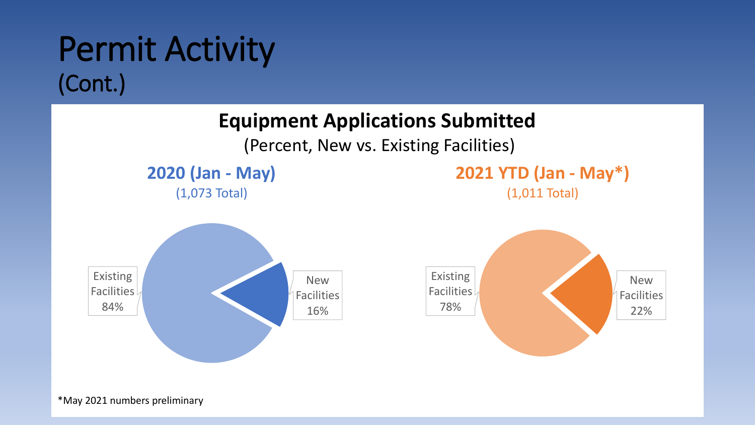# Permit Activity
(Cont.)

## Equipment Applications Submitted

(Percent, New vs. Existing Facilities)

**2020 (Jan - May)**
(1,073 Total)

- Existing Facilities 84%
- New Facilities 16%

**2021 YTD (Jan - May*)**
(1,011 Total)

- Existing Facilities 78%
- New Facilities 22%

*May 2021 numbers preliminary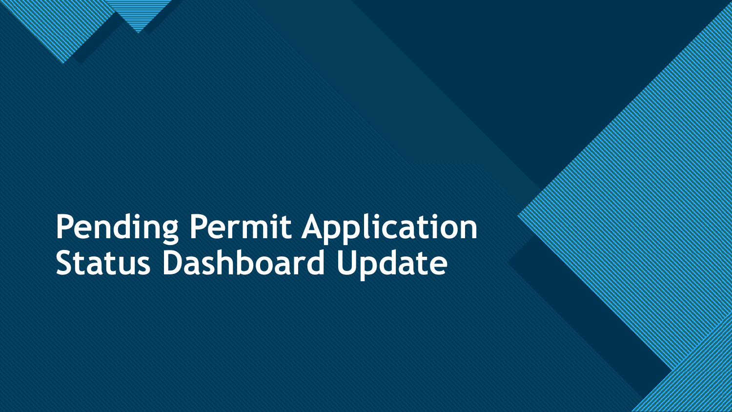# Pending Permit Application Status Dashboard Update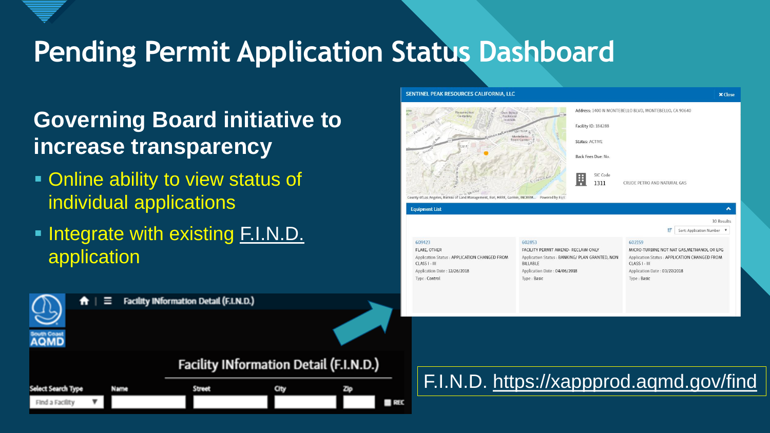# Pending Permit Application Status Dashboard

## Governing Board initiative to increase transparency

- Online ability to view status of individual applications
- Integrate with existing F.I.N.D. application

SENTINEL PEAK RESOURCES CALIFORNIA, LLC

Address: 1400 N MONTEBELLO BLVD, MONTEBELLO, CA 90640

Facility ID: 184288

Status: ACTIVE

Back Fees Due: No.

SIC Code 1311 CRUDE PETRO AND NATURAL GAS

Equipment List

30 Results

Sort: Application Number

| 609423 | 602853 | 602159 |
|---|---|---|
| FLARE, OTHER | FACILITY PERMIT AMEND- RECLAIM ONLY | MICRO-TURBINE NOT NAT GAS,METHANOL OR LPG |
| Application Status : APPLICATION CHANGED FROM CLASS I - III | Application Status : BANKING/ PLAN GRANTED, NON BILLABLE | Application Status : APPLICATION CHANGED FROM CLASS I - III |
| Application Date : 12/26/2018 | Application Date : 04/06/2018 | Application Date : 03/27/2018 |
| Type : Control | Type : Basic | Type : Basic |

Facility INformation Detail (F.I.N.D.)

Select Search Type: Find a Facility | Name | Street | City | Zip

F.I.N.D. https://xappprod.aqmd.gov/find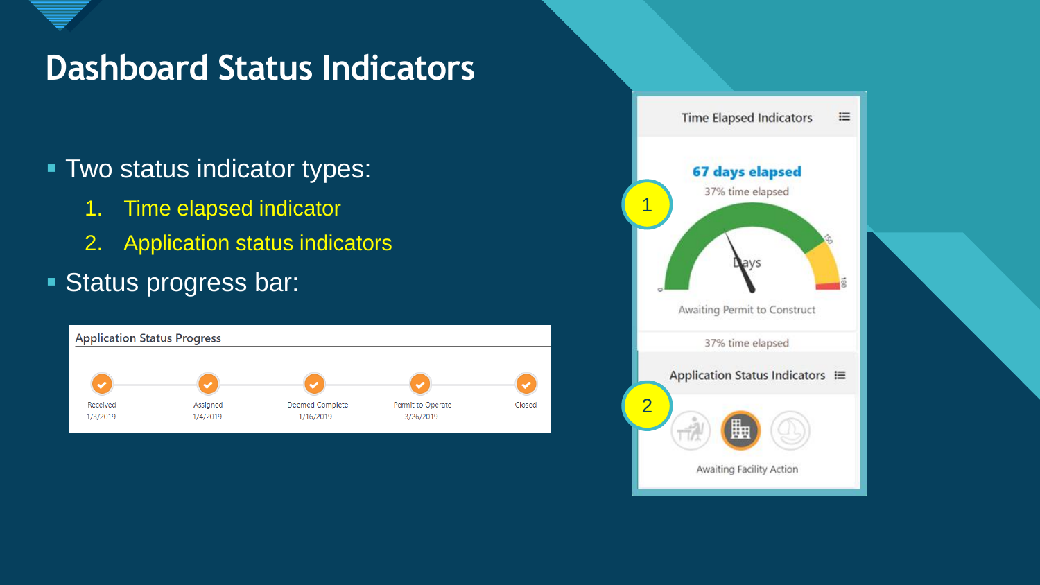# Dashboard Status Indicators

- Two status indicator types:
  1. Time elapsed indicator
  2. Application status indicators
- Status progress bar:

Application Status Progress

| Received | Assigned | Deemed Complete | Permit to Operate | Closed |
|---|---|---|---|---|
| 1/3/2019 | 1/4/2019 | 1/16/2019 | 3/26/2019 | |

Time Elapsed Indicators

1

**67 days elapsed**

37% time elapsed

Days

0 150 180

Awaiting Permit to Construct

37% time elapsed

Application Status Indicators

2

Awaiting Facility Action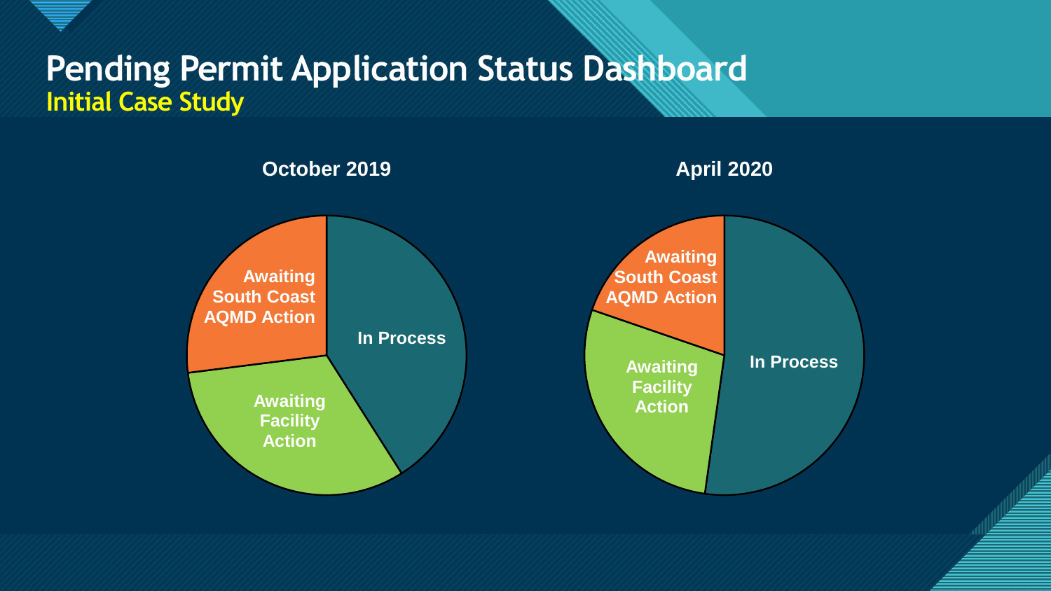# Pending Permit Application Status Dashboard

## Initial Case Study

**October 2019**

- Awaiting South Coast AQMD Action
- In Process
- Awaiting Facility Action

**April 2020**

- Awaiting South Coast AQMD Action
- In Process
- Awaiting Facility Action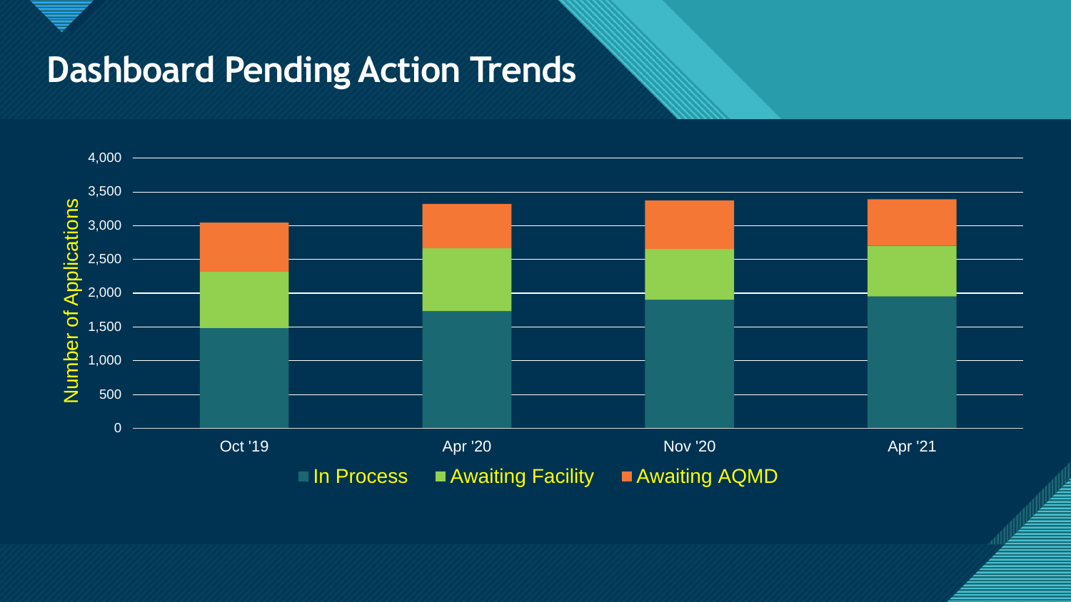# Dashboard Pending Action Trends

Number of Applications

4,000
3,500
3,000
2,500
2,000
1,500
1,000
500
0

Oct '19 Apr '20 Nov '20 Apr '21

In Process Awaiting Facility Awaiting AQMD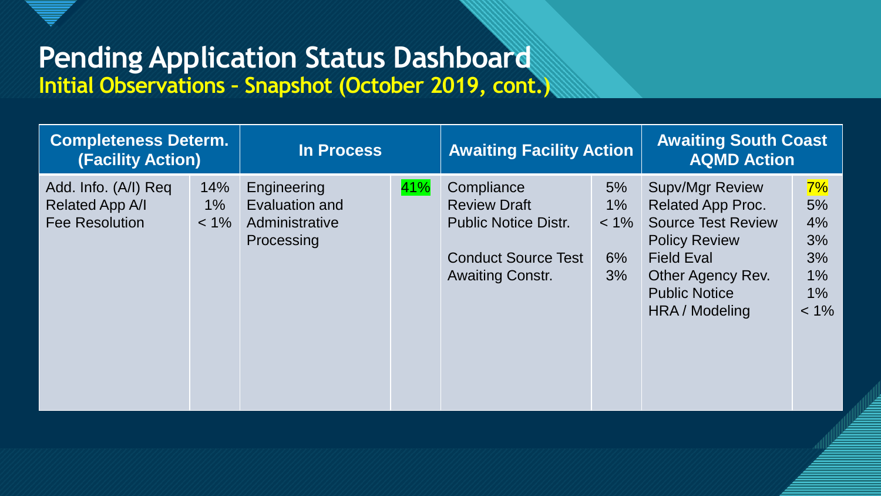# Pending Application Status Dashboard

## Initial Observations - Snapshot (October 2019, cont.)

| Completeness Determ. (Facility Action) | | In Process | | Awaiting Facility Action | | Awaiting South Coast AQMD Action | |
|---|---|---|---|---|---|---|---|
| Add. Info. (A/I) Req | 14% | Engineering Evaluation and Administrative Processing | 41% | Compliance | 5% | Supv/Mgr Review | 7% |
| Related App A/I | 1% | | | Review Draft | 1% | Related App Proc. | 5% |
| Fee Resolution | < 1% | | | Public Notice Distr. | < 1% | Source Test Review | 4% |
| | | | | | | Policy Review | 3% |
| | | | | Conduct Source Test | 6% | Field Eval | 3% |
| | | | | Awaiting Constr. | 3% | Other Agency Rev. | 1% |
| | | | | | | Public Notice | 1% |
| | | | | | | HRA / Modeling | < 1% |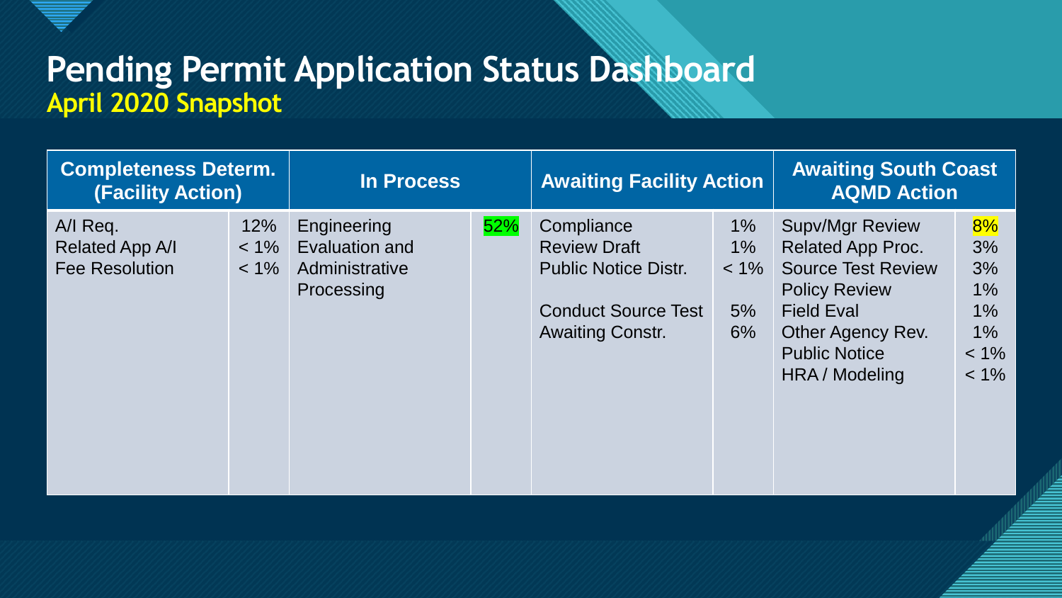# Pending Permit Application Status Dashboard

## April 2020 Snapshot

| Completeness Determ. (Facility Action) | | In Process | | Awaiting Facility Action | | Awaiting South Coast AQMD Action | |
|---|---|---|---|---|---|---|---|
| A/I Req. | 12% | Engineering Evaluation and Administrative Processing | 52% | Compliance | 1% | Supv/Mgr Review | 8% |
| Related App A/I | < 1% | | | Review Draft | 1% | Related App Proc. | 3% |
| Fee Resolution | < 1% | | | Public Notice Distr. | < 1% | Source Test Review | 3% |
| | | | | | | Policy Review | 1% |
| | | | | Conduct Source Test | 5% | Field Eval | 1% |
| | | | | Awaiting Constr. | 6% | Other Agency Rev. | 1% |
| | | | | | | Public Notice | < 1% |
| | | | | | | HRA / Modeling | < 1% |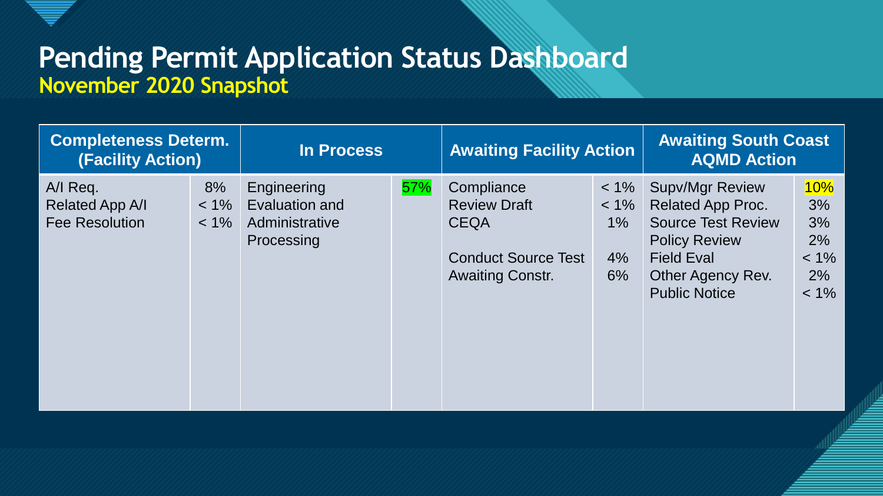# Pending Permit Application Status Dashboard

## November 2020 Snapshot

| Completeness Determ. (Facility Action) | | In Process | | Awaiting Facility Action | | Awaiting South Coast AQMD Action | |
|---|---|---|---|---|---|---|---|
| A/I Req. | 8% | Engineering Evaluation and Administrative Processing | 57% | Compliance | < 1% | Supv/Mgr Review | 10% |
| Related App A/I | < 1% | | | Review Draft | < 1% | Related App Proc. | 3% |
| Fee Resolution | < 1% | | | CEQA | 1% | Source Test Review | 3% |
| | | | | | | Policy Review | 2% |
| | | | | Conduct Source Test | 4% | Field Eval | < 1% |
| | | | | Awaiting Constr. | 6% | Other Agency Rev. | 2% |
| | | | | | | Public Notice | < 1% |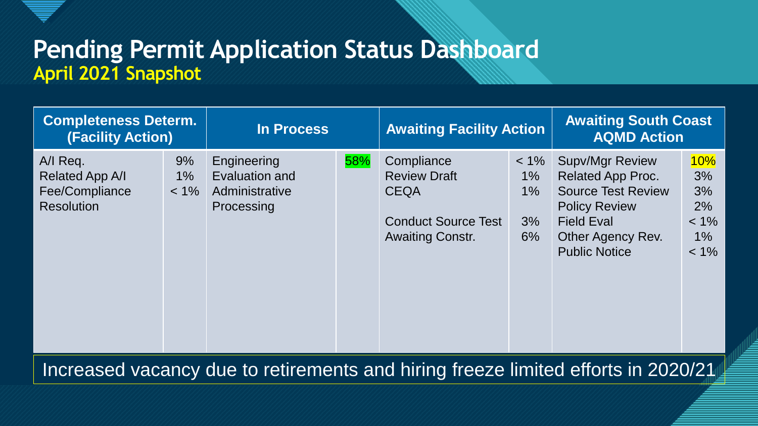# Pending Permit Application Status Dashboard

## April 2021 Snapshot

| Completeness Determ. (Facility Action) | | In Process | | Awaiting Facility Action | | Awaiting South Coast AQMD Action | |
|---|---|---|---|---|---|---|---|
| A/I Req. | 9% | Engineering Evaluation and Administrative Processing | 58% | Compliance | < 1% | Supv/Mgr Review | 10% |
| Related App A/I | 1% | | | Review Draft | 1% | Related App Proc. | 3% |
| Fee/Compliance Resolution | < 1% | | | CEQA | 1% | Source Test Review | 3% |
| | | | | | | Policy Review | 2% |
| | | | | Conduct Source Test | 3% | Field Eval | < 1% |
| | | | | Awaiting Constr. | 6% | Other Agency Rev. | 1% |
| | | | | | | Public Notice | < 1% |

Increased vacancy due to retirements and hiring freeze limited efforts in 2020/21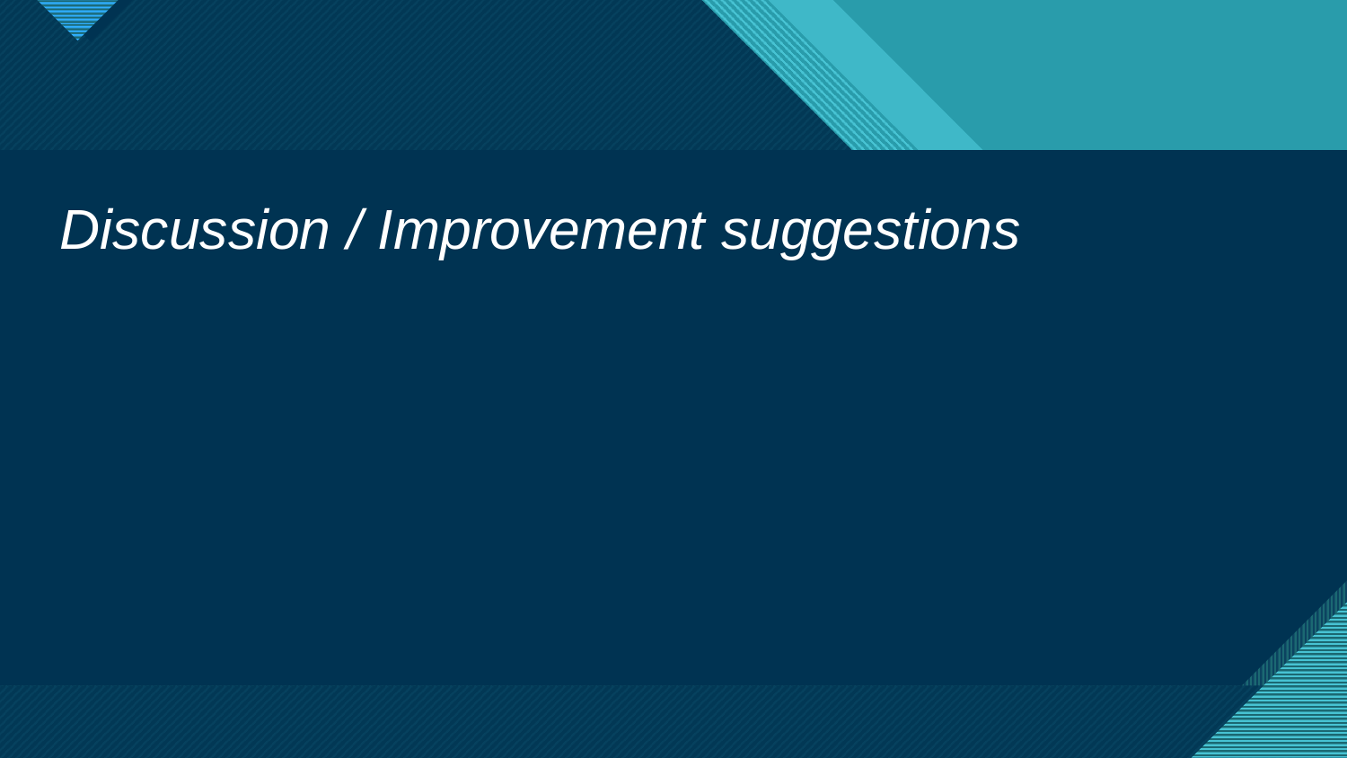# *Discussion / Improvement suggestions*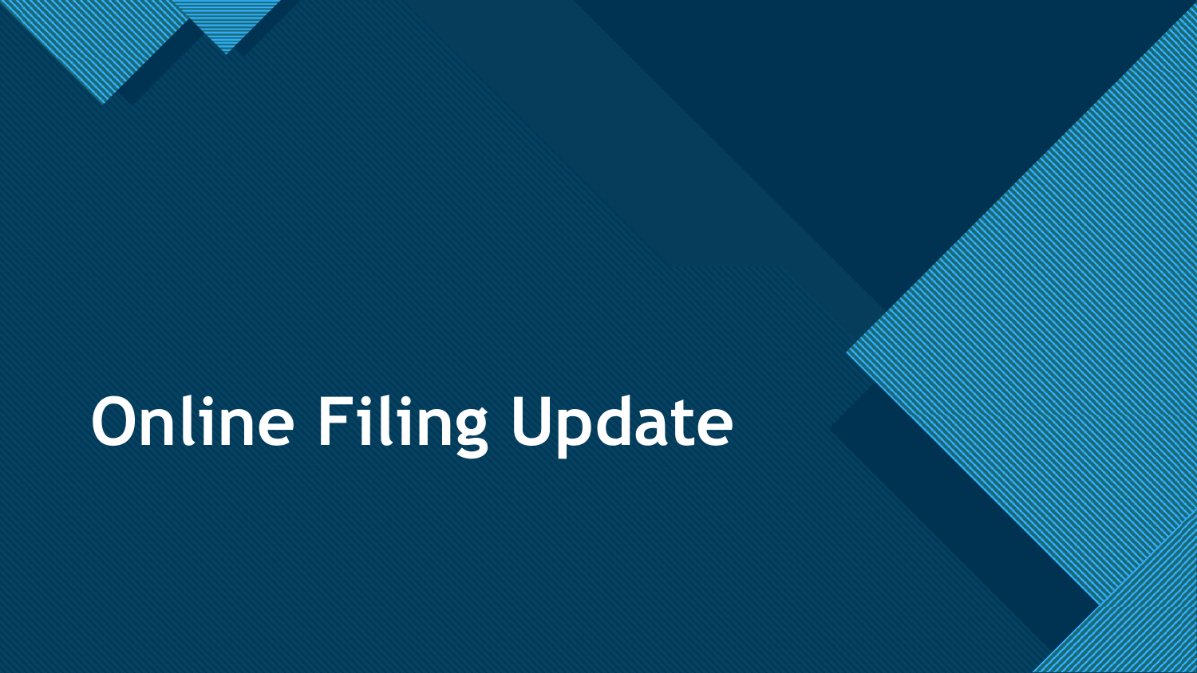# Online Filing Update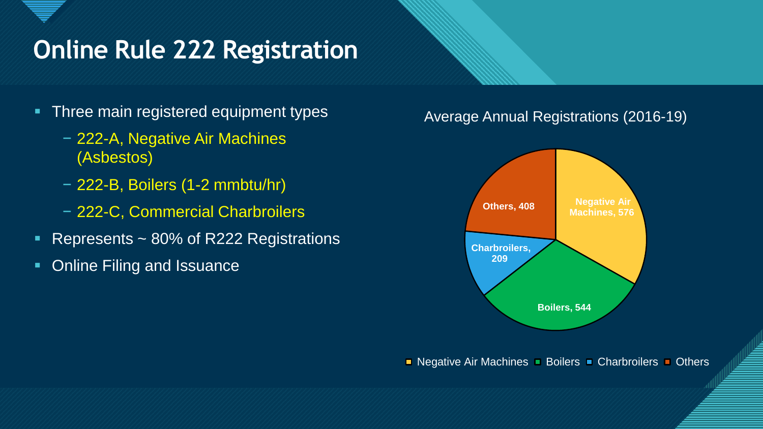# Online Rule 222 Registration

- Three main registered equipment types
  - 222-A, Negative Air Machines (Asbestos)
  - 222-B, Boilers (1-2 mmbtu/hr)
  - 222-C, Commercial Charbroilers
- Represents ~ 80% of R222 Registrations
- Online Filing and Issuance

Average Annual Registrations (2016-19)

| Equipment Type | Average Annual Registrations |
| --- | --- |
| Negative Air Machines | 576 |
| Boilers | 544 |
| Charbroilers | 209 |
| Others | 408 |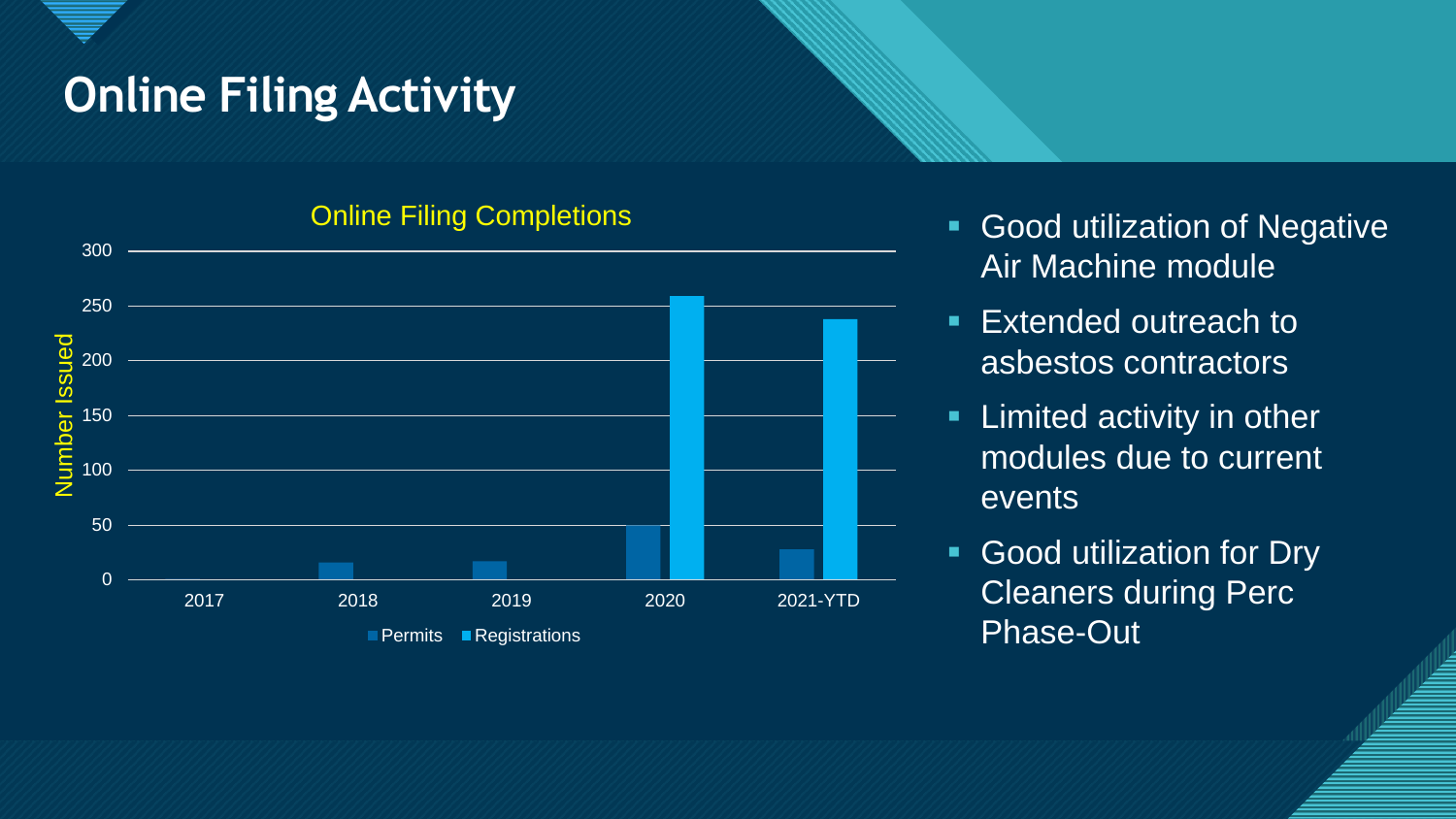# Online Filing Activity

**Online Filing Completions**

| Year | Permits | Registrations |
|---|---|---|
| 2017 | 0 | |
| 2018 | 16 | |
| 2019 | 17 | |
| 2020 | 50 | 259 |
| 2021-YTD | 28 | 238 |

- Good utilization of Negative Air Machine module
- Extended outreach to asbestos contractors
- Limited activity in other modules due to current events
- Good utilization for Dry Cleaners during Perc Phase-Out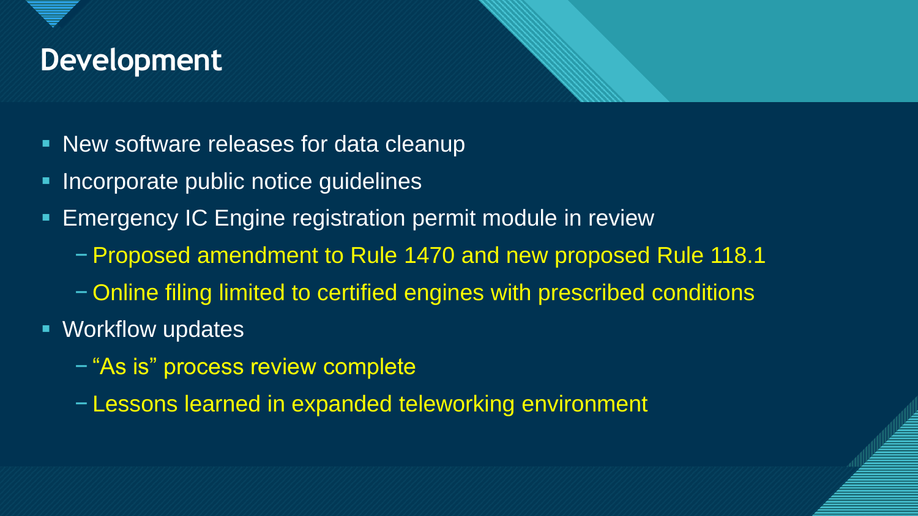# Development

- New software releases for data cleanup
- Incorporate public notice guidelines
- Emergency IC Engine registration permit module in review
  - Proposed amendment to Rule 1470 and new proposed Rule 118.1
  - Online filing limited to certified engines with prescribed conditions
- Workflow updates
  - "As is" process review complete
  - Lessons learned in expanded teleworking environment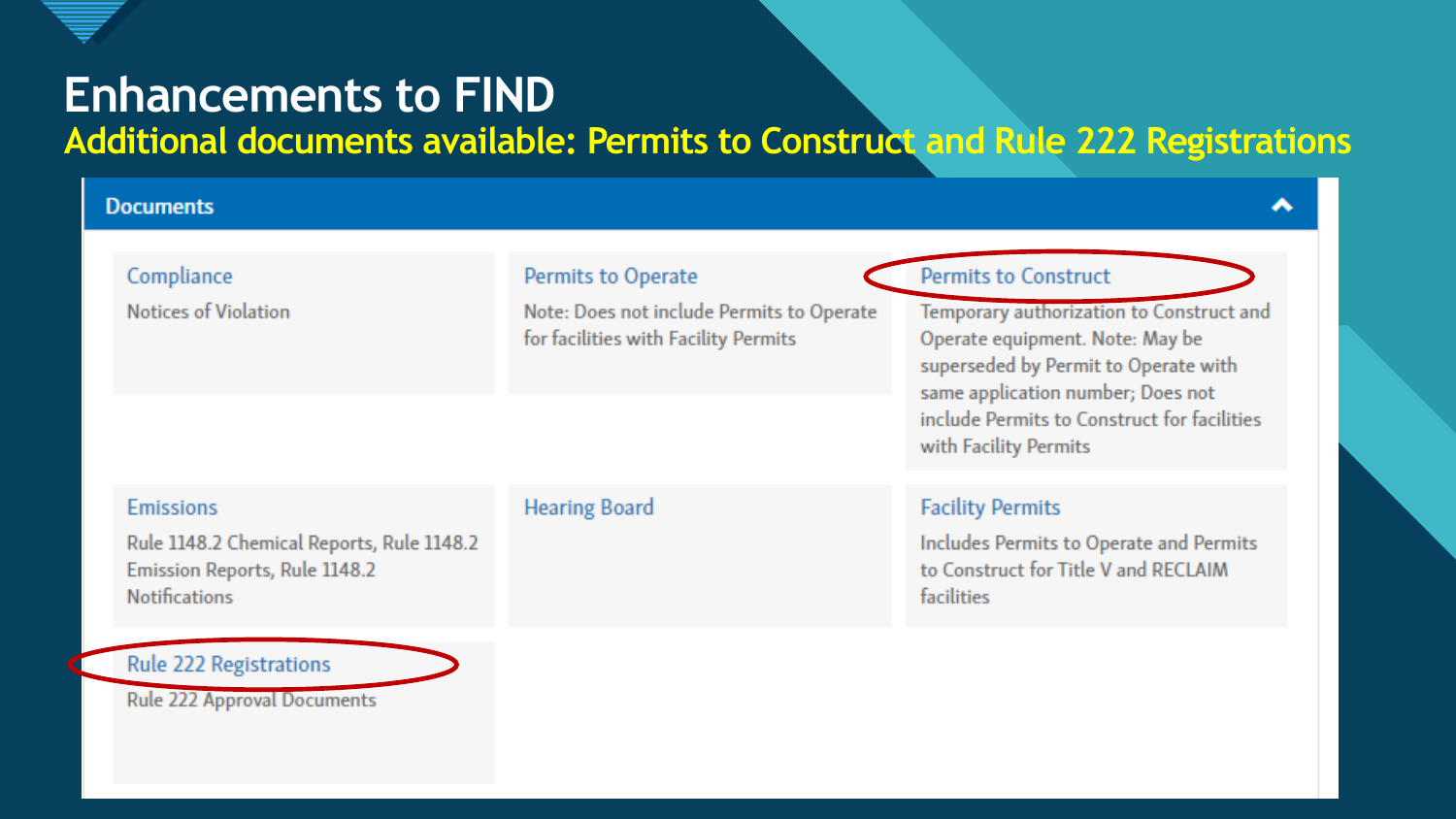# Enhancements to FIND

## Additional documents available: Permits to Construct and Rule 222 Registrations

**Documents**

**Compliance**
Notices of Violation

**Permits to Operate**
Note: Does not include Permits to Operate for facilities with Facility Permits

**Permits to Construct**
Temporary authorization to Construct and Operate equipment. Note: May be superseded by Permit to Operate with same application number; Does not include Permits to Construct for facilities with Facility Permits

**Emissions**
Rule 1148.2 Chemical Reports, Rule 1148.2 Emission Reports, Rule 1148.2 Notifications

**Hearing Board**

**Facility Permits**
Includes Permits to Operate and Permits to Construct for Title V and RECLAIM facilities

**Rule 222 Registrations**
Rule 222 Approval Documents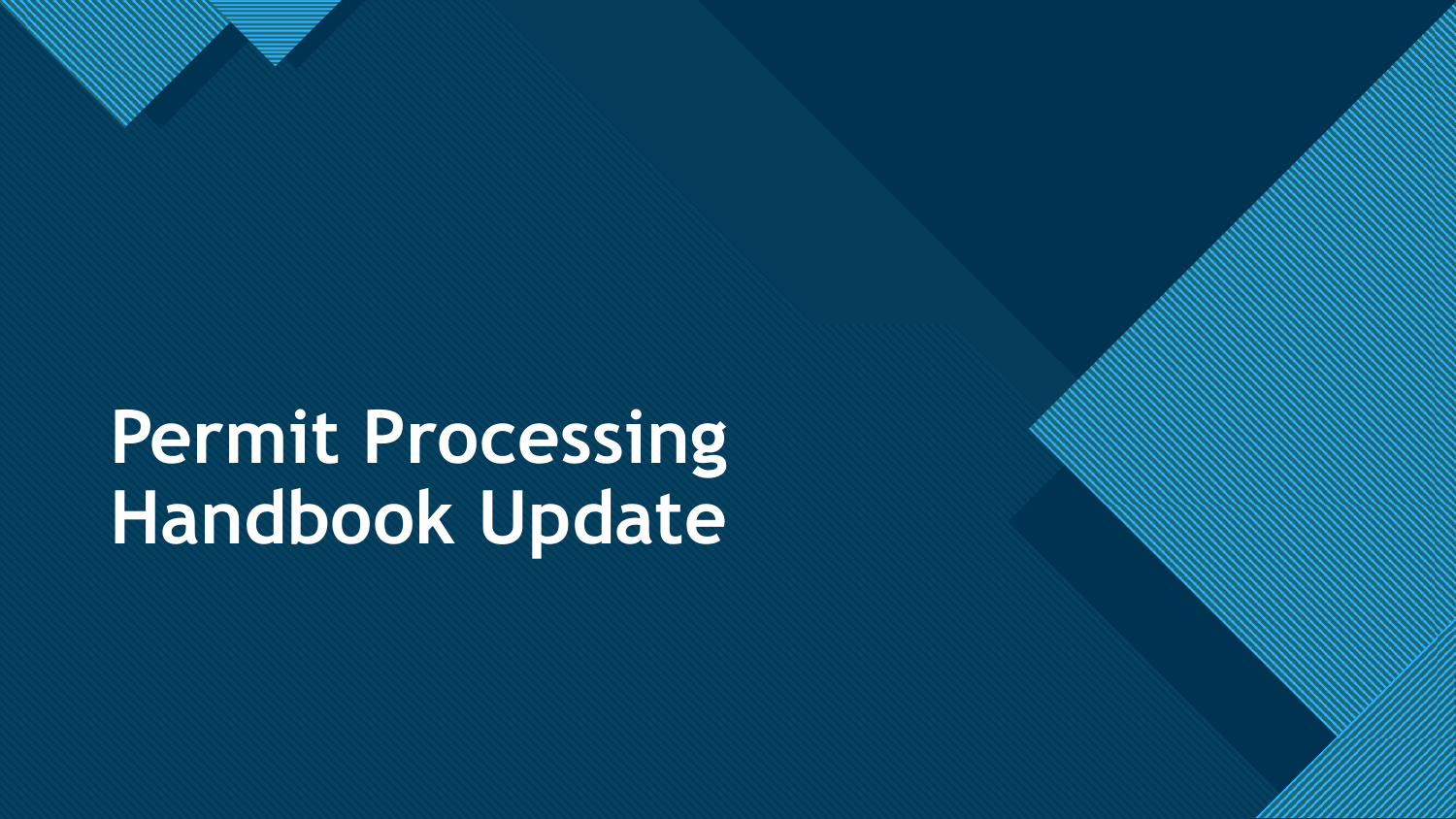# Permit Processing Handbook Update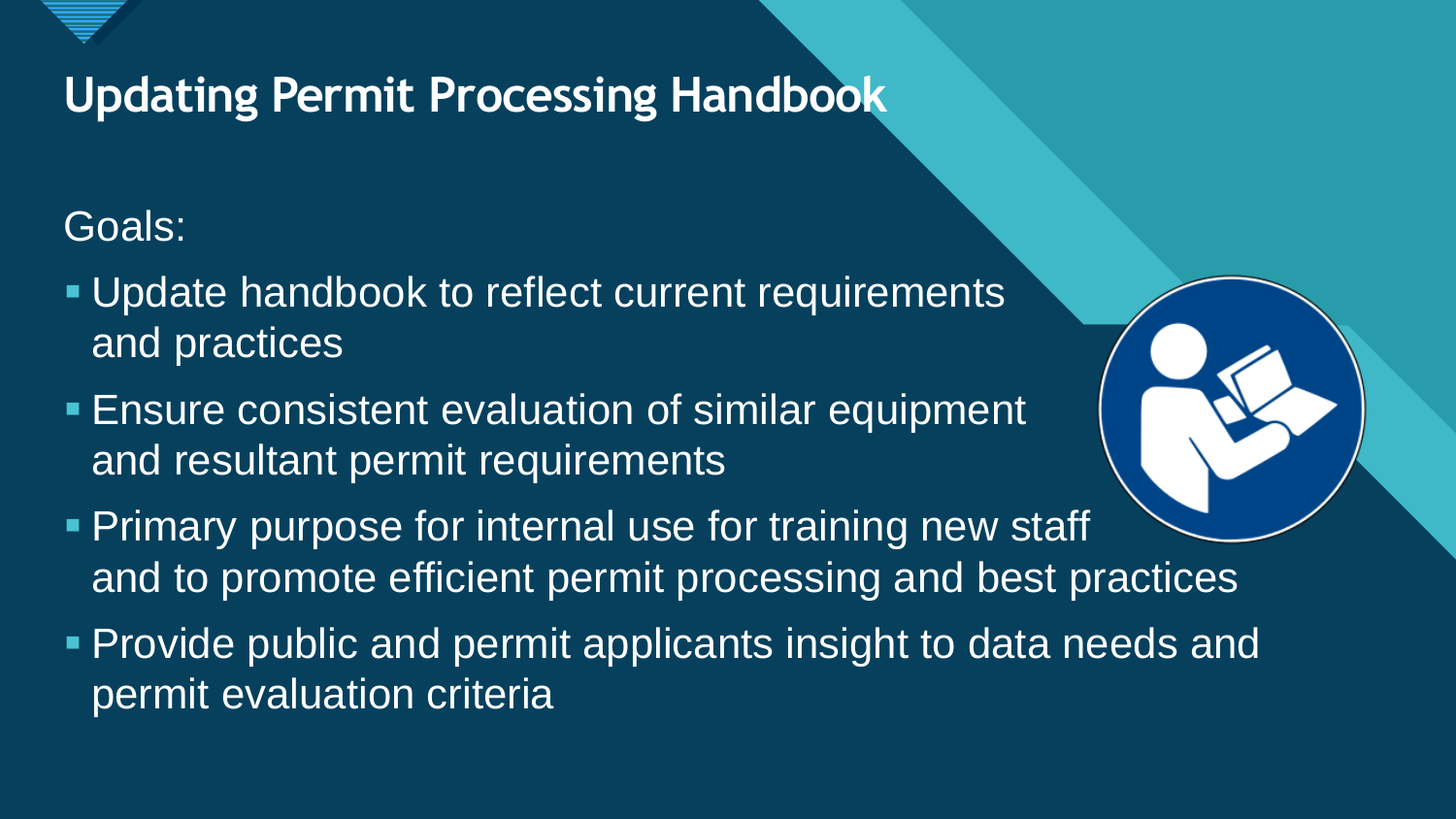## Updating Permit Processing Handbook

Goals:

- Update handbook to reflect current requirements and practices
- Ensure consistent evaluation of similar equipment and resultant permit requirements
- Primary purpose for internal use for training new staff and to promote efficient permit processing and best practices
- Provide public and permit applicants insight to data needs and permit evaluation criteria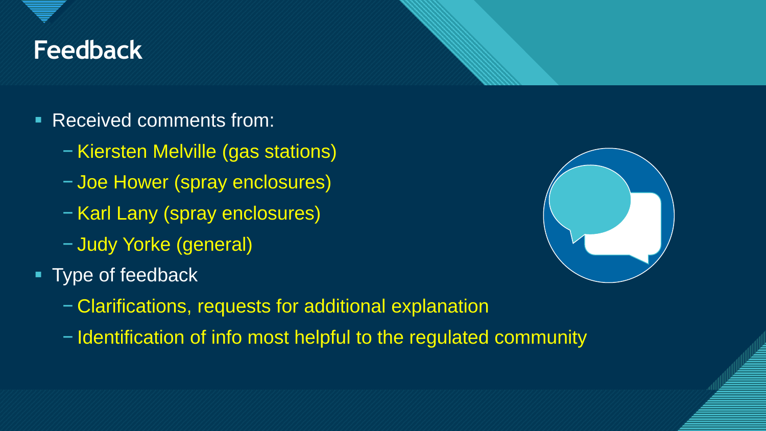# Feedback

- Received comments from:
  - Kiersten Melville (gas stations)
  - Joe Hower (spray enclosures)
  - Karl Lany (spray enclosures)
  - Judy Yorke (general)
- Type of feedback
  - Clarifications, requests for additional explanation
  - Identification of info most helpful to the regulated community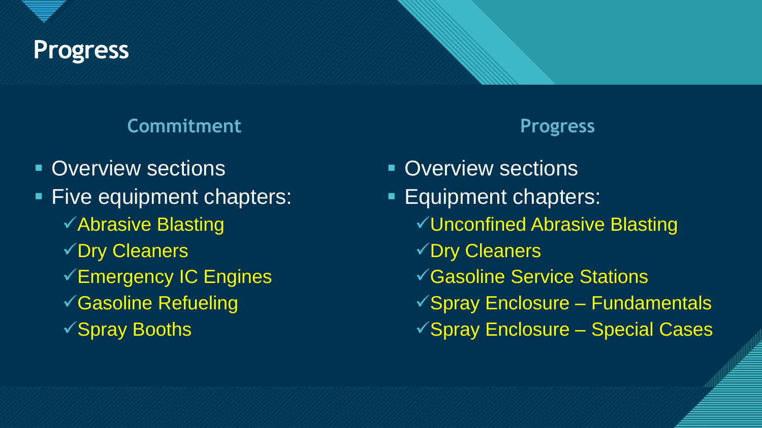# Progress

## Commitment

- Overview sections
- Five equipment chapters:
  - ✓Abrasive Blasting
  - ✓Dry Cleaners
  - ✓Emergency IC Engines
  - ✓Gasoline Refueling
  - ✓Spray Booths

## Progress

- Overview sections
- Equipment chapters:
  - ✓Unconfined Abrasive Blasting
  - ✓Dry Cleaners
  - ✓Gasoline Service Stations
  - ✓Spray Enclosure – Fundamentals
  - ✓Spray Enclosure – Special Cases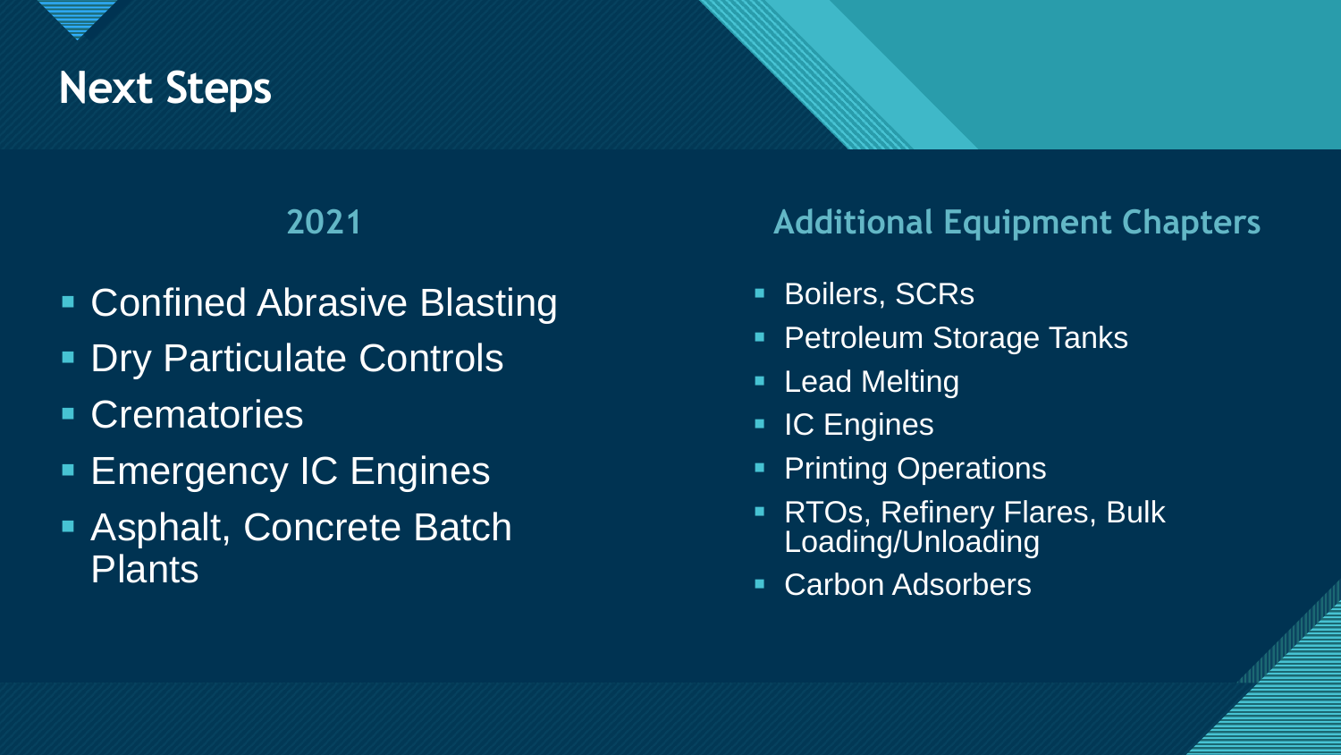# Next Steps

## 2021

- Confined Abrasive Blasting
- Dry Particulate Controls
- Crematories
- Emergency IC Engines
- Asphalt, Concrete Batch Plants

## Additional Equipment Chapters

- Boilers, SCRs
- Petroleum Storage Tanks
- Lead Melting
- IC Engines
- Printing Operations
- RTOs, Refinery Flares, Bulk Loading/Unloading
- Carbon Adsorbers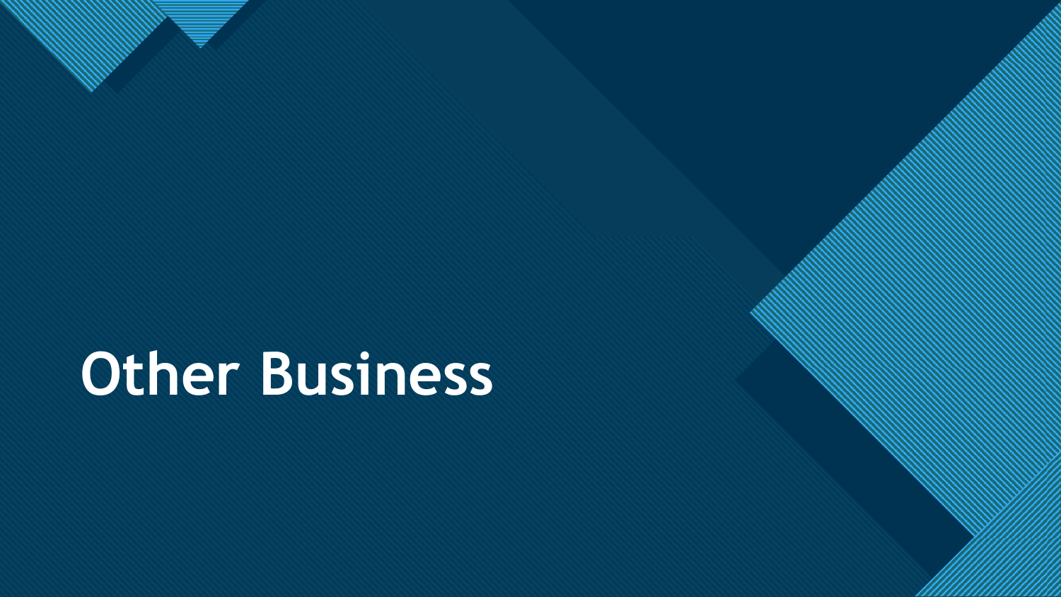# Other Business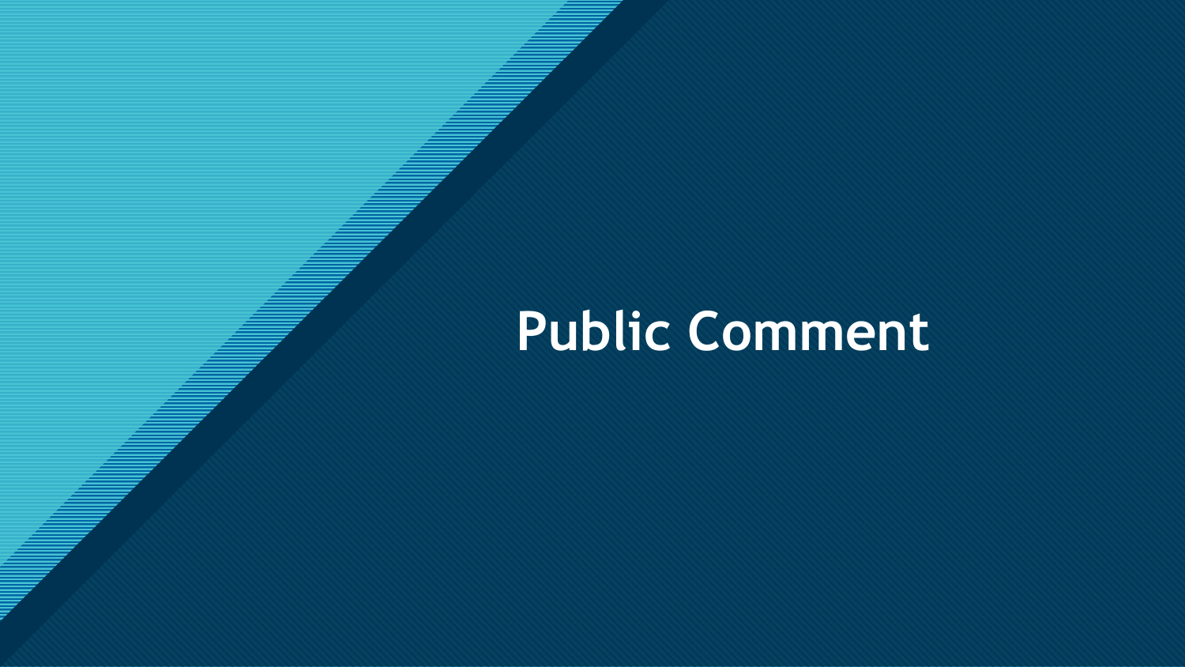# Public Comment